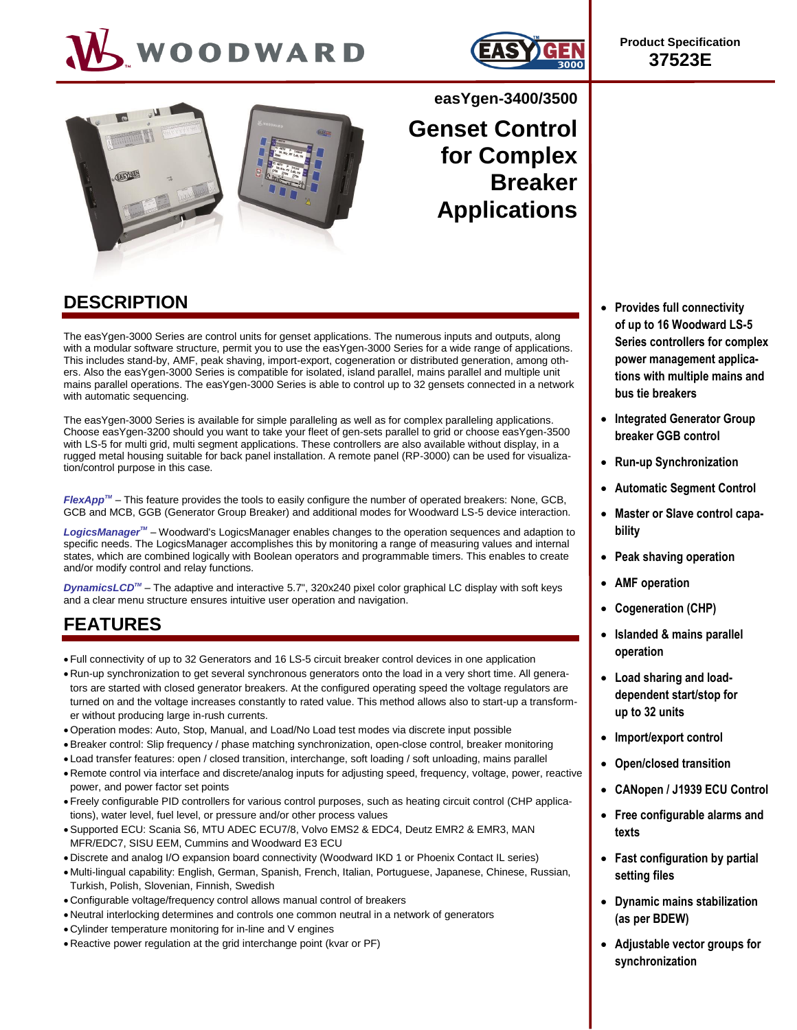Product Specification
**37523E**

**easYgen-3400/3500**

# Genset Control for Complex Breaker Applications

## DESCRIPTION

The easYgen-3000 Series are control units for genset applications. The numerous inputs and outputs, along with a modular software structure, permit you to use the easYgen-3000 Series for a wide range of applications. This includes stand-by, AMF, peak shaving, import-export, cogeneration or distributed generation, among others. Also the easYgen-3000 Series is compatible for isolated, island parallel, mains parallel and multiple unit mains parallel operations. The easYgen-3000 Series is able to control up to 32 gensets connected in a network with automatic sequencing.

The easYgen-3000 Series is available for simple paralleling as well as for complex paralleling applications. Choose easYgen-3200 should you want to take your fleet of gen-sets parallel to grid or choose easYgen-3500 with LS-5 for multi grid, multi segment applications. These controllers are also available without display, in a rugged metal housing suitable for back panel installation. A remote panel (RP-3000) can be used for visualization/control purpose in this case.

***FlexApp™*** – This feature provides the tools to easily configure the number of operated breakers: None, GCB, GCB and MCB, GGB (Generator Group Breaker) and additional modes for Woodward LS-5 device interaction.

***LogicsManager™*** – Woodward's LogicsManager enables changes to the operation sequences and adaption to specific needs. The LogicsManager accomplishes this by monitoring a range of measuring values and internal states, which are combined logically with Boolean operators and programmable timers. This enables to create and/or modify control and relay functions.

***DynamicsLCD™*** – The adaptive and interactive 5.7", 320x240 pixel color graphical LC display with soft keys and a clear menu structure ensures intuitive user operation and navigation.

## FEATURES

- Full connectivity of up to 32 Generators and 16 LS-5 circuit breaker control devices in one application
- Run-up synchronization to get several synchronous generators onto the load in a very short time. All generators are started with closed generator breakers. At the configured operating speed the voltage regulators are turned on and the voltage increases constantly to rated value. This method allows also to start-up a transformer without producing large in-rush currents.
- Operation modes: Auto, Stop, Manual, and Load/No Load test modes via discrete input possible
- Breaker control: Slip frequency / phase matching synchronization, open-close control, breaker monitoring
- Load transfer features: open / closed transition, interchange, soft loading / soft unloading, mains parallel
- Remote control via interface and discrete/analog inputs for adjusting speed, frequency, voltage, power, reactive power, and power factor set points
- Freely configurable PID controllers for various control purposes, such as heating circuit control (CHP applications), water level, fuel level, or pressure and/or other process values
- Supported ECU: Scania S6, MTU ADEC ECU7/8, Volvo EMS2 & EDC4, Deutz EMR2 & EMR3, MAN MFR/EDC7, SISU EEM, Cummins and Woodward E3 ECU
- Discrete and analog I/O expansion board connectivity (Woodward IKD 1 or Phoenix Contact IL series)
- Multi-lingual capability: English, German, Spanish, French, Italian, Portuguese, Japanese, Chinese, Russian, Turkish, Polish, Slovenian, Finnish, Swedish
- Configurable voltage/frequency control allows manual control of breakers
- Neutral interlocking determines and controls one common neutral in a network of generators
- Cylinder temperature monitoring for in-line and V engines
- Reactive power regulation at the grid interchange point (kvar or PF)

- **Provides full connectivity of up to 16 Woodward LS-5 Series controllers for complex power management applications with multiple mains and bus tie breakers**
- **Integrated Generator Group breaker GGB control**
- **Run-up Synchronization**
- **Automatic Segment Control**
- **Master or Slave control capability**
- **Peak shaving operation**
- **AMF operation**
- **Cogeneration (CHP)**
- **Islanded & mains parallel operation**
- **Load sharing and load-dependent start/stop for up to 32 units**
- **Import/export control**
- **Open/closed transition**
- **CANopen / J1939 ECU Control**
- **Free configurable alarms and texts**
- **Fast configuration by partial setting files**
- **Dynamic mains stabilization (as per BDEW)**
- **Adjustable vector groups for synchronization**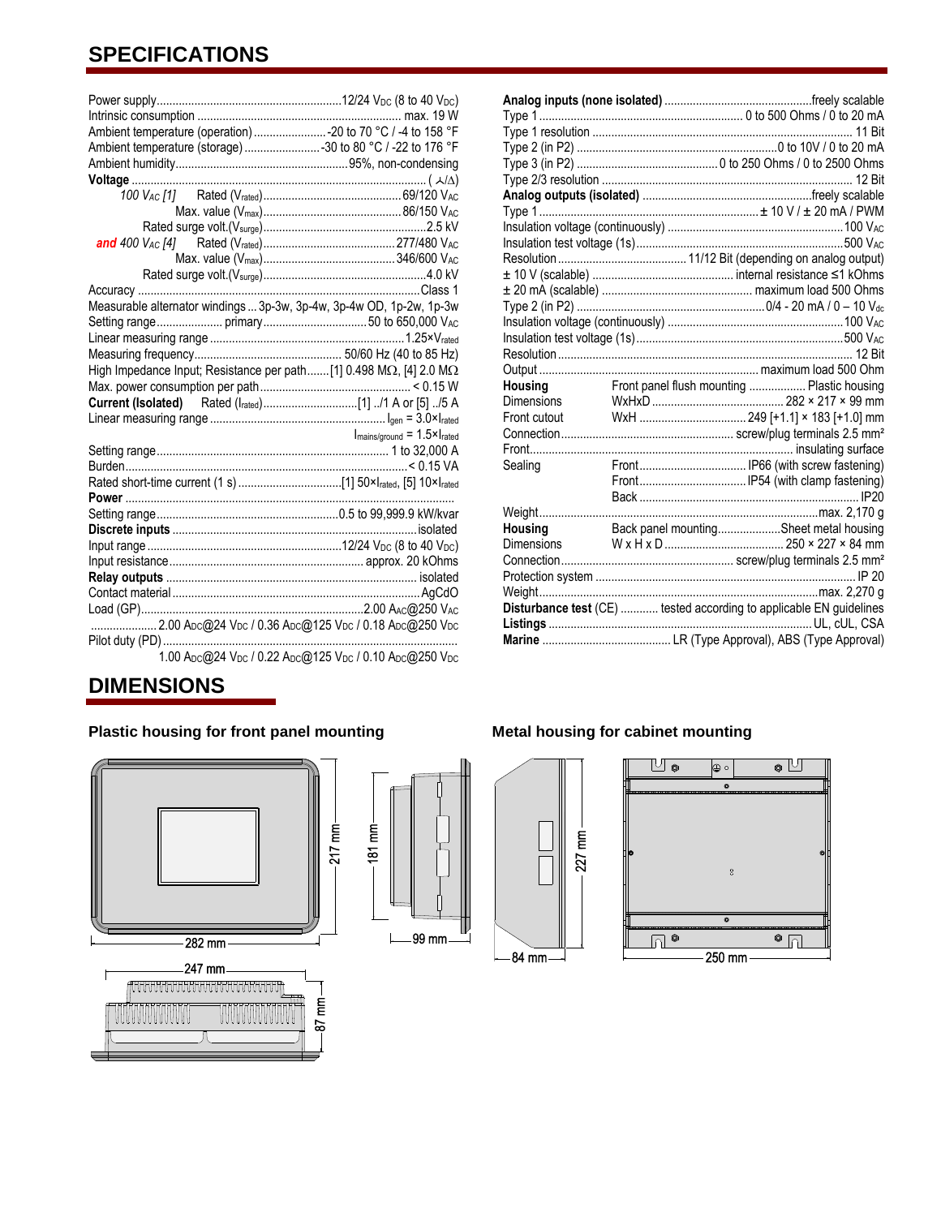## SPECIFICATIONS

Power supply ........ 12/24 $V_{DC}$ (8 to 40 $V_{DC}$)
Intrinsic consumption ........ max. 19 W
Ambient temperature (operation) ........ -20 to 70 °C / -4 to 158 °F
Ambient temperature (storage) ........ -30 to 80 °C / -22 to 176 °F
Ambient humidity ........ 95%, non-condensing
**Voltage** ........ ( ⅄/Δ)
*100 $V_{AC}$ [1]* Rated ($V_{rated}$) ........ 69/120 $V_{AC}$
Max. value ($V_{max}$) ........ 86/150 $V_{AC}$
Rated surge volt.($V_{surge}$) ........ 2.5 kV
***and*** *400 $V_{AC}$ [4]* Rated ($V_{rated}$) ........ 277/480 $V_{AC}$
Max. value ($V_{max}$) ........ 346/600 $V_{AC}$
Rated surge volt.($V_{surge}$) ........ 4.0 kV
Accuracy ........ Class 1
Measurable alternator windings ... 3p-3w, 3p-4w, 3p-4w OD, 1p-2w, 1p-3w
Setting range ........ primary ........ 50 to 650,000 $V_{AC}$
Linear measuring range ........ $1.25 \times V_{rated}$
Measuring frequency ........ 50/60 Hz (40 to 85 Hz)
High Impedance Input; Resistance per path ....... [1] 0.498 MΩ, [4] 2.0 MΩ
Max. power consumption per path ........ < 0.15 W
**Current (Isolated)** Rated ($I_{rated}$) ........ [1] ../1 A or [5] ../5 A
Linear measuring range ........ $I_{gen} = 3.0 \times I_{rated}$
$I_{mains/ground} = 1.5 \times I_{rated}$
Setting range ........ 1 to 32,000 A
Burden ........ < 0.15 VA
Rated short-time current (1 s) ........ [1] $50 \times I_{rated}$, [5] $10 \times I_{rated}$
**Power** ........
Setting range ........ 0.5 to 99,999.9 kW/kvar
**Discrete inputs** ........ isolated
Input range ........ 12/24 $V_{DC}$ (8 to 40 $V_{DC}$)
Input resistance ........ approx. 20 kOhms
**Relay outputs** ........ isolated
Contact material ........ AgCdO
Load (GP) ........ 2.00 $A_{AC}$@250 $V_{AC}$
........ 2.00 $A_{DC}$@24 $V_{DC}$ / 0.36 $A_{DC}$@125 $V_{DC}$ / 0.18 $A_{DC}$@250 $V_{DC}$
Pilot duty (PD) ........
1.00 $A_{DC}$@24 $V_{DC}$ / 0.22 $A_{DC}$@125 $V_{DC}$ / 0.10 $A_{DC}$@250 $V_{DC}$

**Analog inputs (none isolated)** ........ freely scalable
Type 1 ........ 0 to 500 Ohms / 0 to 20 mA
Type 1 resolution ........ 11 Bit
Type 2 (in P2) ........ 0 to 10V / 0 to 20 mA
Type 3 (in P2) ........ 0 to 250 Ohms / 0 to 2500 Ohms
Type 2/3 resolution ........ 12 Bit
**Analog outputs (isolated)** ........ freely scalable
Type 1 ........ ± 10 V / ± 20 mA / PWM
Insulation voltage (continuously) ........ 100 $V_{AC}$
Insulation test voltage (1s) ........ 500 $V_{AC}$
Resolution ........ 11/12 Bit (depending on analog output)
± 10 V (scalable) ........ internal resistance ≤1 kOhms
± 20 mA (scalable) ........ maximum load 500 Ohms
Type 2 (in P2) ........ 0/4 - 20 mA / 0 – 10 $V_{dc}$
Insulation voltage (continuously) ........ 100 $V_{AC}$
Insulation test voltage (1s) ........ 500 $V_{AC}$
Resolution ........ 12 Bit
Output ........ maximum load 500 Ohm
**Housing** Front panel flush mounting ........ Plastic housing
Dimensions WxHxD ........ 282 × 217 × 99 mm
Front cutout WxH ........ 249 [+1.1] × 183 [+1.0] mm
Connection ........ screw/plug terminals 2.5 mm²
Front ........ insulating surface
Sealing Front ........ IP66 (with screw fastening)
Front ........ IP54 (with clamp fastening)
Back ........ IP20
Weight ........ max. 2,170 g
**Housing** Back panel mounting ........ Sheet metal housing
Dimensions W x H x D ........ 250 × 227 × 84 mm
Connection ........ screw/plug terminals 2.5 mm²
Protection system ........ IP 20
Weight ........ max. 2,270 g
**Disturbance test** (CE) ........ tested according to applicable EN guidelines
**Listings** ........ UL, cUL, CSA
**Marine** ........ LR (Type Approval), ABS (Type Approval)

## DIMENSIONS

**Plastic housing for front panel mounting**

282 mm, 217 mm, 181 mm, 99 mm, 247 mm, 87 mm

**Metal housing for cabinet mounting**

84 mm, 227 mm, 250 mm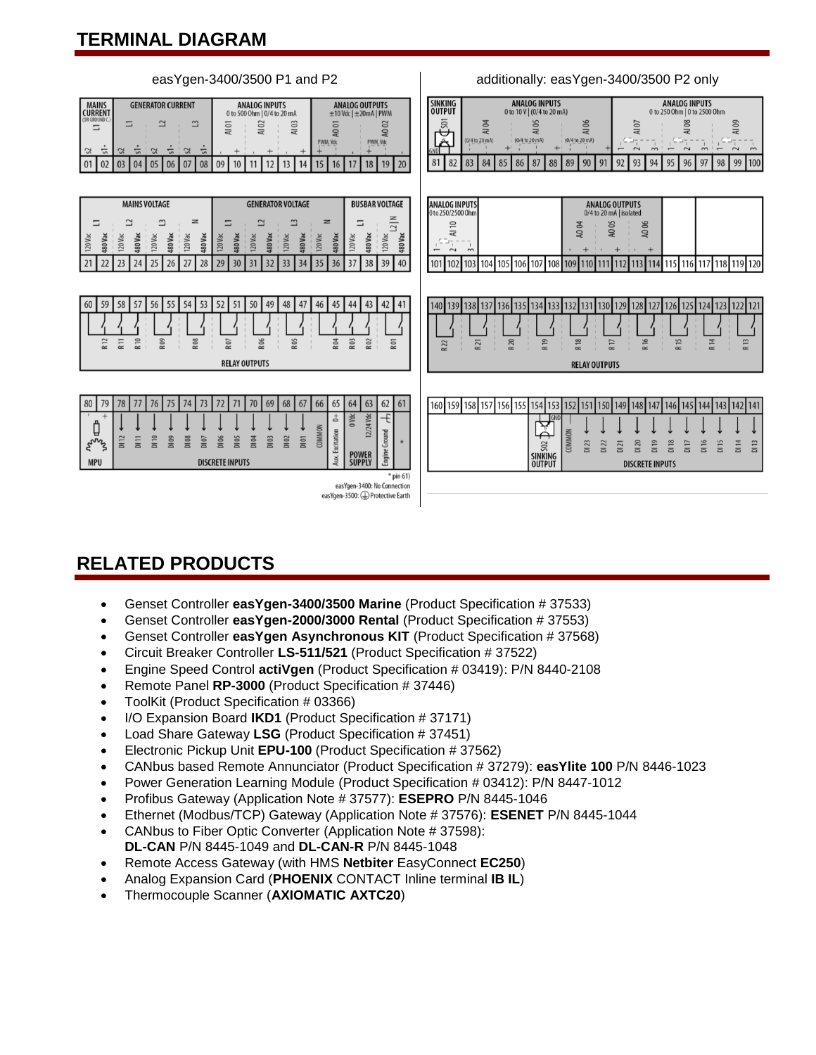## TERMINAL DIAGRAM

easYgen-3400/3500 P1 and P2

additionally: easYgen-3400/3500 P2 only

| MAINS CURRENT (OR GROUND C.) | | GENERATOR CURRENT | | | | | | ANALOG INPUTS 0 to 500 Ohm \| 0/4 to 20 mA | | | | | | ANALOG OUTPUTS ±10 Vdc \| ±20mA \| PWM | | | | | |
|---|---|---|---|---|---|---|---|---|---|---|---|---|---|---|---|---|---|---|---|
| L1 | | L1 | | L2 | | L3 | | AI 01 | | AI 02 | | AI 03 | | AO 01 | | | AO 02 | | |
| s2 | s1 | s2 | s1 | s2 | s1 | s2 | s1 | | + | | + | | + | + PWM, Vdc | | | + PWM, Vdc | | |
| 01 | 02 | 03 | 04 | 05 | 06 | 07 | 08 | 09 | 10 | 11 | 12 | 13 | 14 | 15 | 16 | 17 | 18 | 19 | 20 |

| MAINS VOLTAGE | | | | | | | | GENERATOR VOLTAGE | | | | | | | | BUSBAR VOLTAGE | | | |
|---|---|---|---|---|---|---|---|---|---|---|---|---|---|---|---|---|---|---|---|
| L1 | | L2 | | L3 | | N | | L1 | | L2 | | L3 | | N | | L1 | | L2 \| N | |
| 120 Vac | 480 Vac | 120 Vac | 480 Vac | 120 Vac | 480 Vac | 120 Vac | 480 Vac | 120 Vac | 480 Vac | 120 Vac | 480 Vac | 120 Vac | 480 Vac | 120 Vac | 480 Vac | 120 Vac | 480 Vac | 120 Vac | 480 Vac |
| 21 | 22 | 23 | 24 | 25 | 26 | 27 | 28 | 29 | 30 | 31 | 32 | 33 | 34 | 35 | 36 | 37 | 38 | 39 | 40 |

RELAY OUTPUTS: 60 59 58 57 56 55 54 53 52 51 50 49 48 47 46 45 44 43 42 41 — R 12, R 11, R 10, R 09, R 08, R 07, R 06, R 05, R 04, R 03, R 02, R 01

| 80 | 79 | 78 | 77 | 76 | 75 | 74 | 73 | 72 | 71 | 70 | 69 | 68 | 67 | 66 | 65 | 64 | 63 | 62 | 61 |
|---|---|---|---|---|---|---|---|---|---|---|---|---|---|---|---|---|---|---|---|
| MPU | | DI 12 | DI 11 | DI 10 | DI 09 | DI 08 | DI 07 | DI 06 | DI 05 | DI 04 | DI 03 | DI 02 | DI 01 | COMMON | Aux. Excitation D+ | POWER SUPPLY 0 Vdc | 12/24 Vdc | Engine Ground | * |

\* pin 61)
easYgen-3400: No Connection
easYgen-3500: Protective Earth

| SINKING OUTPUT | | ANALOG INPUTS 0 to 10 V \| (0/4 to 20 mA) | | | | | | | | | ANALOG INPUTS 0 to 250 Ohm \| 0 to 2500 Ohm | | | | | | | | |
|---|---|---|---|---|---|---|---|---|---|---|---|---|---|---|---|---|---|---|---|
| S01 | | AI 04 (0/4 to 20 mA) | | | AI 05 (0/4 to 20 mA) | | | AI 06 (0/4 to 20 mA) | | | AI 07 | | | AI 08 | | | AI 09 | | |
| GND | | | | + | | | + | | | + | 1 | 2 | 3 | 1 | 2 | 3 | 1 | 2 | 3 |
| 81 | 82 | 83 | 84 | 85 | 86 | 87 | 88 | 89 | 90 | 91 | 92 | 93 | 94 | 95 | 96 | 97 | 98 | 99 | 100 |

| ANALOG INPUTS 0 to 250/2500 Ohm | | | | | | | | ANALOG OUTPUTS 0/4 to 20 mA \| isolated | | | | | | | | | | | |
|---|---|---|---|---|---|---|---|---|---|---|---|---|---|---|---|---|---|---|---|
| AI 10 | | | | | | | | AO 04 | | AO 05 | | AO 06 | | | | | | | |
| 1 | 2 | 3 | | | | | | | + | | + | | + | | | | | | |
| 101 | 102 | 103 | 104 | 105 | 106 | 107 | 108 | 109 | 110 | 111 | 112 | 113 | 114 | 115 | 116 | 117 | 118 | 119 | 120 |

RELAY OUTPUTS: 140 139 138 137 136 135 134 133 132 131 130 129 128 127 126 125 124 123 122 121 — R 22, R 21, R 20, R 19, R 18, R 17, R 16, R 15, R 14, R 13

| 160 | 159 | 158 | 157 | 156 | 155 | 154 | 153 | 152 | 151 | 150 | 149 | 148 | 147 | 146 | 145 | 144 | 143 | 142 | 141 |
|---|---|---|---|---|---|---|---|---|---|---|---|---|---|---|---|---|---|---|---|
| | | | | | | SINKING OUTPUT S02 GND | | COMMON | DI 23 | DI 22 | DI 21 | DI 20 | DI 19 | DI 18 | DI 17 | DI 16 | DI 15 | DI 14 | DI 13 |

DISCRETE INPUTS

## RELATED PRODUCTS

- Genset Controller **easYgen-3400/3500 Marine** (Product Specification # 37533)
- Genset Controller **easYgen-2000/3000 Rental** (Product Specification # 37553)
- Genset Controller **easYgen Asynchronous KIT** (Product Specification # 37568)
- Circuit Breaker Controller **LS-511/521** (Product Specification # 37522)
- Engine Speed Control **activGen** (Product Specification # 03419): P/N 8440-2108
- Remote Panel **RP-3000** (Product Specification # 37446)
- ToolKit (Product Specification # 03366)
- I/O Expansion Board **IKD1** (Product Specification # 37171)
- Load Share Gateway **LSG** (Product Specification # 37451)
- Electronic Pickup Unit **EPU-100** (Product Specification # 37562)
- CANbus based Remote Annunciator (Product Specification # 37279): **easYlite 100** P/N 8446-1023
- Power Generation Learning Module (Product Specification # 03412): P/N 8447-1012
- Profibus Gateway (Application Note # 37577): **ESEPRO** P/N 8445-1046
- Ethernet (Modbus/TCP) Gateway (Application Note # 37576): **ESENET** P/N 8445-1044
- CANbus to Fiber Optic Converter (Application Note # 37598): **DL-CAN** P/N 8445-1049 and **DL-CAN-R** P/N 8445-1048
- Remote Access Gateway (with HMS **Netbiter** EasyConnect **EC250**)
- Analog Expansion Card (**PHOENIX** CONTACT Inline terminal **IB IL**)
- Thermocouple Scanner (**AXIOMATIC AXTC20**)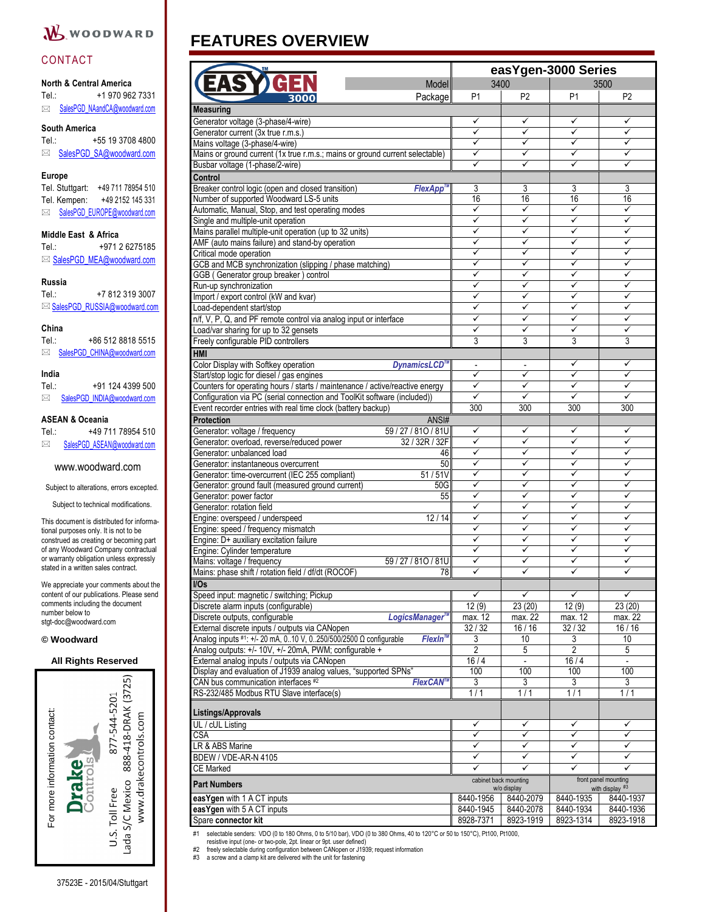# FEATURES OVERVIEW

| EASYGEN 3000 | | easYgen-3000 Series | | | |
|---|---|---|---|---|---|
| Model | | 3400 | | 3500 | |
| Package | | P1 | P2 | P1 | P2 |
| **Measuring** | | | | | |
| Generator voltage (3-phase/4-wire) | | ✓ | ✓ | ✓ | ✓ |
| Generator current (3x true r.m.s.) | | ✓ | ✓ | ✓ | ✓ |
| Mains voltage (3-phase/4-wire) | | ✓ | ✓ | ✓ | ✓ |
| Mains or ground current (1x true r.m.s.; mains or ground current selectable) | | ✓ | ✓ | ✓ | ✓ |
| Busbar voltage (1-phase/2-wire) | | ✓ | ✓ | ✓ | ✓ |
| **Control** | | | | | |
| Breaker control logic (open and closed transition) | *FlexApp™* | 3 | 3 | 3 | 3 |
| Number of supported Woodward LS-5 units | | 16 | 16 | 16 | 16 |
| Automatic, Manual, Stop, and test operating modes | | ✓ | ✓ | ✓ | ✓ |
| Single and multiple-unit operation | | ✓ | ✓ | ✓ | ✓ |
| Mains parallel multiple-unit operation (up to 32 units) | | ✓ | ✓ | ✓ | ✓ |
| AMF (auto mains failure) and stand-by operation | | ✓ | ✓ | ✓ | ✓ |
| Critical mode operation | | ✓ | ✓ | ✓ | ✓ |
| GCB and MCB synchronization (slipping / phase matching) | | ✓ | ✓ | ✓ | ✓ |
| GGB ( Generator group breaker ) control | | ✓ | ✓ | ✓ | ✓ |
| Run-up synchronization | | ✓ | ✓ | ✓ | ✓ |
| Import / export control (kW and kvar) | | ✓ | ✓ | ✓ | ✓ |
| Load-dependent start/stop | | ✓ | ✓ | ✓ | ✓ |
| n/f, V, P, Q, and PF remote control via analog input or interface | | ✓ | ✓ | ✓ | ✓ |
| Load/var sharing for up to 32 gensets | | ✓ | ✓ | ✓ | ✓ |
| Freely configurable PID controllers | | 3 | 3 | 3 | 3 |
| **HMI** | | | | | |
| Color Display with Softkey operation | *DynamicsLCD™* | - | - | ✓ | ✓ |
| Start/stop logic for diesel / gas engines | | ✓ | ✓ | ✓ | ✓ |
| Counters for operating hours / starts / maintenance / active/reactive energy | | ✓ | ✓ | ✓ | ✓ |
| Configuration via PC (serial connection and ToolKit software (included)) | | ✓ | ✓ | ✓ | ✓ |
| Event recorder entries with real time clock (battery backup) | | 300 | 300 | 300 | 300 |
| **Protection** | ANSI# | | | | |
| Generator: voltage / frequency | 59 / 27 / 81O / 81U | ✓ | ✓ | ✓ | ✓ |
| Generator: overload, reverse/reduced power | 32 / 32R / 32F | ✓ | ✓ | ✓ | ✓ |
| Generator: unbalanced load | 46 | ✓ | ✓ | ✓ | ✓ |
| Generator: instantaneous overcurrent | 50 | ✓ | ✓ | ✓ | ✓ |
| Generator: time-overcurrent (IEC 255 compliant) | 51 / 51V | ✓ | ✓ | ✓ | ✓ |
| Generator: ground fault (measured ground current) | 50G | ✓ | ✓ | ✓ | ✓ |
| Generator: power factor | 55 | ✓ | ✓ | ✓ | ✓ |
| Generator: rotation field | | ✓ | ✓ | ✓ | ✓ |
| Engine: overspeed / underspeed | 12 / 14 | ✓ | ✓ | ✓ | ✓ |
| Engine: speed / frequency mismatch | | ✓ | ✓ | ✓ | ✓ |
| Engine: D+ auxiliary excitation failure | | ✓ | ✓ | ✓ | ✓ |
| Engine: Cylinder temperature | | ✓ | ✓ | ✓ | ✓ |
| Mains: voltage / frequency | 59 / 27 / 81O / 81U | ✓ | ✓ | ✓ | ✓ |
| Mains: phase shift / rotation field / df/dt (ROCOF) | 78 | ✓ | ✓ | ✓ | ✓ |
| **I/Os** | | | | | |
| Speed input: magnetic / switching; Pickup | | ✓ | ✓ | ✓ | ✓ |
| Discrete alarm inputs (configurable) | | 12 (9) | 23 (20) | 12 (9) | 23 (20) |
| Discrete outputs, configurable | *LogicsManager™* | max. 12 | max. 22 | max. 12 | max. 22 |
| External discrete inputs / outputs via CANopen | | 32 / 32 | 16 / 16 | 32 / 32 | 16 / 16 |
| Analog inputs #1: +/- 20 mA, 0..10 V, 0..250/500/2500 Ω configurable | *FlexIn™* | 3 | 10 | 3 | 10 |
| Analog outputs: +/- 10V, +/- 20mA, PWM; configurable + | | 2 | 5 | 2 | 5 |
| External analog inputs / outputs via CANopen | | 16 / 4 | - | 16 / 4 | - |
| Display and evaluation of J1939 analog values, "supported SPNs" | | 100 | 100 | 100 | 100 |
| CAN bus communication interfaces #2 | *FlexCAN™* | 3 | 3 | 3 | 3 |
| RS-232/485 Modbus RTU Slave interface(s) | | 1 / 1 | 1 / 1 | 1 / 1 | 1 / 1 |
| **Listings/Approvals** | | | | | |
| UL / cUL Listing | | ✓ | ✓ | ✓ | ✓ |
| CSA | | ✓ | ✓ | ✓ | ✓ |
| LR & ABS Marine | | ✓ | ✓ | ✓ | ✓ |
| BDEW / VDE-AR-N 4105 | | ✓ | ✓ | ✓ | ✓ |
| CE Marked | | ✓ | ✓ | ✓ | ✓ |
| **Part Numbers** | | cabinet back mounting w/o display | | front panel mounting with display #3 | |
| **easYgen** with 1 A CT inputs | | 8440-1956 | 8440-2079 | 8440-1935 | 8440-1937 |
| **easYgen** with 5 A CT inputs | | 8440-1945 | 8440-2078 | 8440-1934 | 8440-1936 |
| **Spare connector kit** | | 8928-7371 | 8923-1919 | 8923-1314 | 8923-1918 |

#1 selectable senders: VDO (0 to 180 Ohms, 0 to 5/10 bar), VDO (0 to 380 Ohms, 40 to 120°C or 50 to 150°C), Pt100, Pt1000, resistive input (one- or two-pole, 2pt. linear or 9pt. user defined)
#2 freely selectable during configuration between CANopen or J1939; request information
#3 a screw and a clamp kit are delivered with the unit for fastening

WOODWARD

## CONTACT

**North & Central America**
Tel.: +1 970 962 7331
SalesPGD_NAandCA@woodward.com

**South America**
Tel.: +55 19 3708 4800
SalesPGD_SA@woodward.com

**Europe**
Tel. Stuttgart: +49 711 78954 510
Tel. Kempen: +49 2152 145 331
SalesPGD_EUROPE@woodward.com

**Middle East & Africa**
Tel.: +971 2 6275185
SalesPGD_MEA@woodward.com

**Russia**
Tel.: +7 812 319 3007
SalesPGD_RUSSIA@woodward.com

**China**
Tel.: +86 512 8818 5515
SalesPGD_CHINA@woodward.com

**India**
Tel.: +91 124 4399 500
SalesPGD_INDIA@woodward.com

**ASEAN & Oceania**
Tel.: +49 711 78954 510
SalesPGD_ASEAN@woodward.com

www.woodward.com

Subject to alterations, errors excepted.

Subject to technical modifications.

This document is distributed for informational purposes only. It is not to be construed as creating or becoming part of any Woodward Company contractual or warranty obligation unless expressly stated in a written sales contract.

We appreciate your comments about the content of our publications. Please send comments including the document number below to stgt-doc@woodward.com

**© Woodward**

**All Rights Reserved**

For more information contact:
Drake Controls
U.S. Toll Free 877-544-5201
Lada S/C Mexico 888-418-DRAK (3725)
www.drakecontrols.com

37523E - 2015/04/Stuttgart